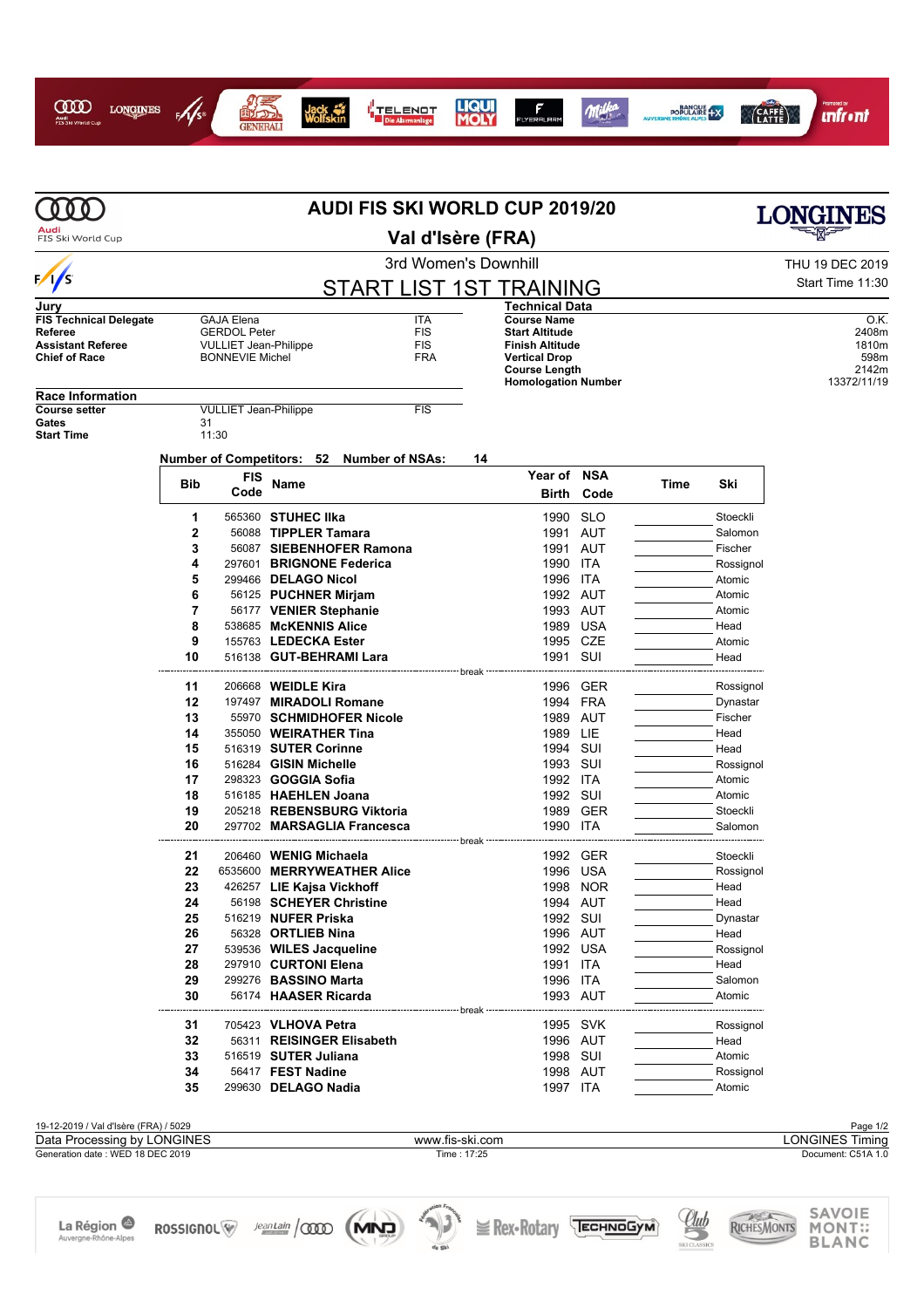# AUDI FIS SKI WORLD CUP 2019/20

## Val d'Isère (FRA)

3rd Women's Downhill

THU 19 DEC 2019
Start Time 11:30

## START LIST 1ST TRAINING

**Jury**

| | | |
|---|---|---|
| **FIS Technical Delegate** | GAJA Elena | ITA |
| **Referee** | GERDOL Peter | FIS |
| **Assistant Referee** | VULLIET Jean-Philippe | FIS |
| **Chief of Race** | BONNEVIE Michel | FRA |

**Technical Data**

| | |
|---|---|
| **Course Name** | O.K. |
| **Start Altitude** | 2408m |
| **Finish Altitude** | 1810m |
| **Vertical Drop** | 598m |
| **Course Length** | 2142m |
| **Homologation Number** | 13372/11/19 |

**Race Information**

| | | |
|---|---|---|
| **Course setter** | VULLIET Jean-Philippe | FIS |
| **Gates** | 31 | |
| **Start Time** | 11:30 | |

**Number of Competitors: 52 Number of NSAs: 14**

| Bib | FIS Code | Name | Year of Birth | NSA Code | Time | Ski |
|---|---|---|---|---|---|---|
| 1 | 565360 | **STUHEC Ilka** | 1990 | SLO | | Stoeckli |
| 2 | 56088 | **TIPPLER Tamara** | 1991 | AUT | | Salomon |
| 3 | 56087 | **SIEBENHOFER Ramona** | 1991 | AUT | | Fischer |
| 4 | 297601 | **BRIGNONE Federica** | 1990 | ITA | | Rossignol |
| 5 | 299466 | **DELAGO Nicol** | 1996 | ITA | | Atomic |
| 6 | 56125 | **PUCHNER Mirjam** | 1992 | AUT | | Atomic |
| 7 | 56177 | **VENIER Stephanie** | 1993 | AUT | | Atomic |
| 8 | 538685 | **McKENNIS Alice** | 1989 | USA | | Head |
| 9 | 155763 | **LEDECKA Ester** | 1995 | CZE | | Atomic |
| 10 | 516138 | **GUT-BEHRAMI Lara** | 1991 | SUI | | Head |
| | | break | | | | |
| 11 | 206668 | **WEIDLE Kira** | 1996 | GER | | Rossignol |
| 12 | 197497 | **MIRADOLI Romane** | 1994 | FRA | | Dynastar |
| 13 | 55970 | **SCHMIDHOFER Nicole** | 1989 | AUT | | Fischer |
| 14 | 355050 | **WEIRATHER Tina** | 1989 | LIE | | Head |
| 15 | 516319 | **SUTER Corinne** | 1994 | SUI | | Head |
| 16 | 516284 | **GISIN Michelle** | 1993 | SUI | | Rossignol |
| 17 | 298323 | **GOGGIA Sofia** | 1992 | ITA | | Atomic |
| 18 | 516185 | **HAEHLEN Joana** | 1992 | SUI | | Atomic |
| 19 | 205218 | **REBENSBURG Viktoria** | 1989 | GER | | Stoeckli |
| 20 | 297702 | **MARSAGLIA Francesca** | 1990 | ITA | | Salomon |
| | | break | | | | |
| 21 | 206460 | **WENIG Michaela** | 1992 | GER | | Stoeckli |
| 22 | 6535600 | **MERRYWEATHER Alice** | 1996 | USA | | Rossignol |
| 23 | 426257 | **LIE Kajsa Vickhoff** | 1998 | NOR | | Head |
| 24 | 56198 | **SCHEYER Christine** | 1994 | AUT | | Head |
| 25 | 516219 | **NUFER Priska** | 1992 | SUI | | Dynastar |
| 26 | 56328 | **ORTLIEB Nina** | 1996 | AUT | | Head |
| 27 | 539536 | **WILES Jacqueline** | 1992 | USA | | Rossignol |
| 28 | 297910 | **CURTONI Elena** | 1991 | ITA | | Head |
| 29 | 299276 | **BASSINO Marta** | 1996 | ITA | | Salomon |
| 30 | 56174 | **HAASER Ricarda** | 1993 | AUT | | Atomic |
| | | break | | | | |
| 31 | 705423 | **VLHOVA Petra** | 1995 | SVK | | Rossignol |
| 32 | 56311 | **REISINGER Elisabeth** | 1996 | AUT | | Head |
| 33 | 516519 | **SUTER Juliana** | 1998 | SUI | | Atomic |
| 34 | 56417 | **FEST Nadine** | 1998 | AUT | | Rossignol |
| 35 | 299630 | **DELAGO Nadia** | 1997 | ITA | | Atomic |

19-12-2019 / Val d'Isère (FRA) / 5029

Data Processing by LONGINES — www.fis-ski.com — LONGINES Timing

Generation date : WED 18 DEC 2019 — Time : 17:25 — Document: C51A 1.0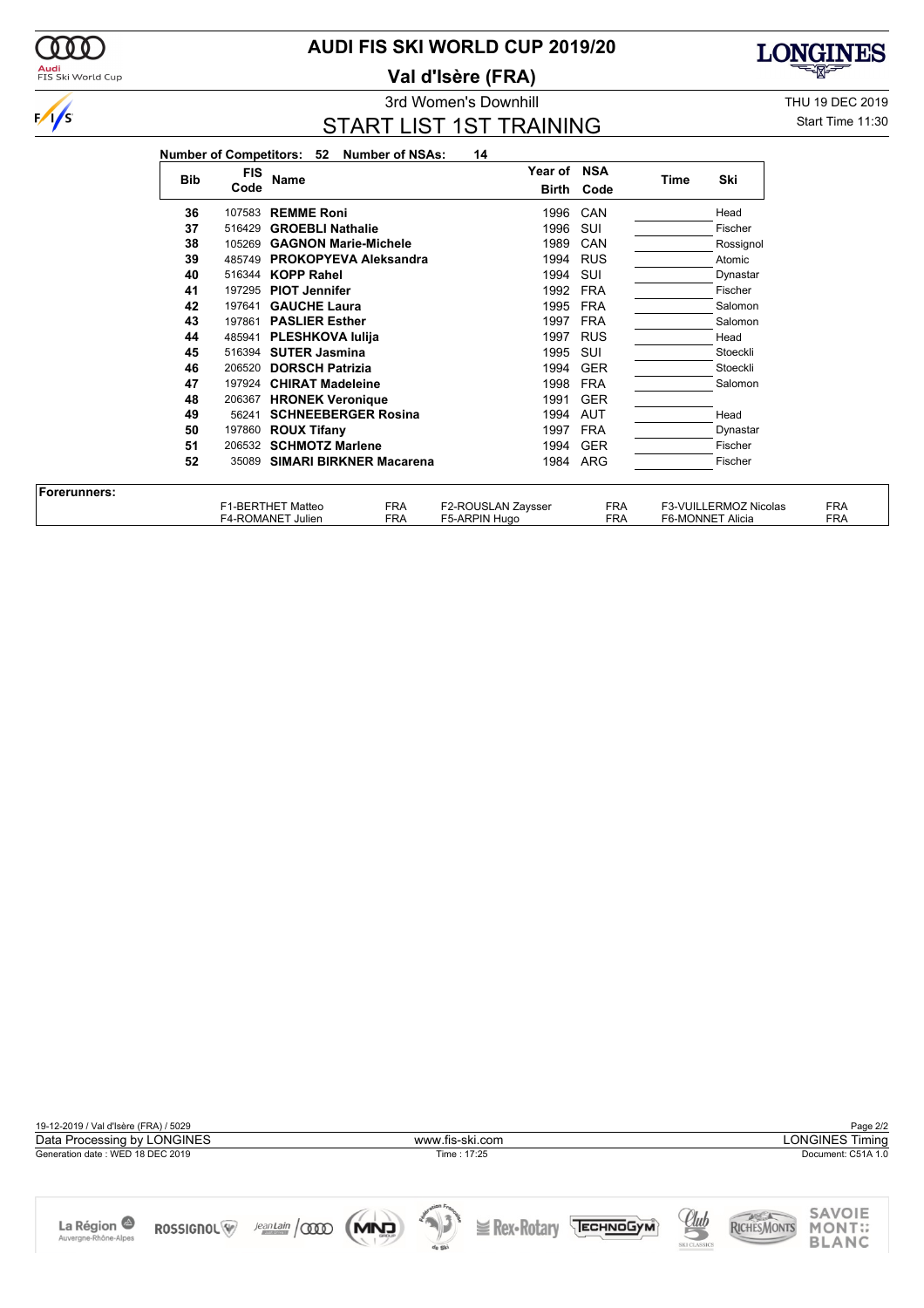# AUDI FIS SKI WORLD CUP 2019/20

## Val d'Isère (FRA)

3rd Women's Downhill

THU 19 DEC 2019

## START LIST 1ST TRAINING

Start Time 11:30

**Number of Competitors: 52 Number of NSAs: 14**

| Bib | FIS Code | Name | Year of Birth | NSA Code | Time | Ski |
|---|---|---|---|---|---|---|
| 36 | 107583 | **REMME Roni** | 1996 | CAN | | Head |
| 37 | 516429 | **GROEBLI Nathalie** | 1996 | SUI | | Fischer |
| 38 | 105269 | **GAGNON Marie-Michele** | 1989 | CAN | | Rossignol |
| 39 | 485749 | **PROKOPYEVA Aleksandra** | 1994 | RUS | | Atomic |
| 40 | 516344 | **KOPP Rahel** | 1994 | SUI | | Dynastar |
| 41 | 197295 | **PIOT Jennifer** | 1992 | FRA | | Fischer |
| 42 | 197641 | **GAUCHE Laura** | 1995 | FRA | | Salomon |
| 43 | 197861 | **PASLIER Esther** | 1997 | FRA | | Salomon |
| 44 | 485941 | **PLESHKOVA Iulija** | 1997 | RUS | | Head |
| 45 | 516394 | **SUTER Jasmina** | 1995 | SUI | | Stoeckli |
| 46 | 206520 | **DORSCH Patrizia** | 1994 | GER | | Stoeckli |
| 47 | 197924 | **CHIRAT Madeleine** | 1998 | FRA | | Salomon |
| 48 | 206367 | **HRONEK Veronique** | 1991 | GER | | |
| 49 | 56241 | **SCHNEEBERGER Rosina** | 1994 | AUT | | Head |
| 50 | 197860 | **ROUX Tifany** | 1997 | FRA | | Dynastar |
| 51 | 206532 | **SCHMOTZ Marlene** | 1994 | GER | | Fischer |
| 52 | 35089 | **SIMARI BIRKNER Macarena** | 1984 | ARG | | Fischer |

**Forerunners:**

| | | | | | |
|---|---|---|---|---|---|
| F1-BERTHET Matteo | FRA | F2-ROUSLAN Zaysser | FRA | F3-VUILLERMOZ Nicolas | FRA |
| F4-ROMANET Julien | FRA | F5-ARPIN Hugo | FRA | F6-MONNET Alicia | FRA |

19-12-2019 / Val d'Isère (FRA) / 5029

Data Processing by LONGINES — www.fis-ski.com — LONGINES Timing

Generation date : WED 18 DEC 2019 — Time : 17:25 — Document: C51A 1.0